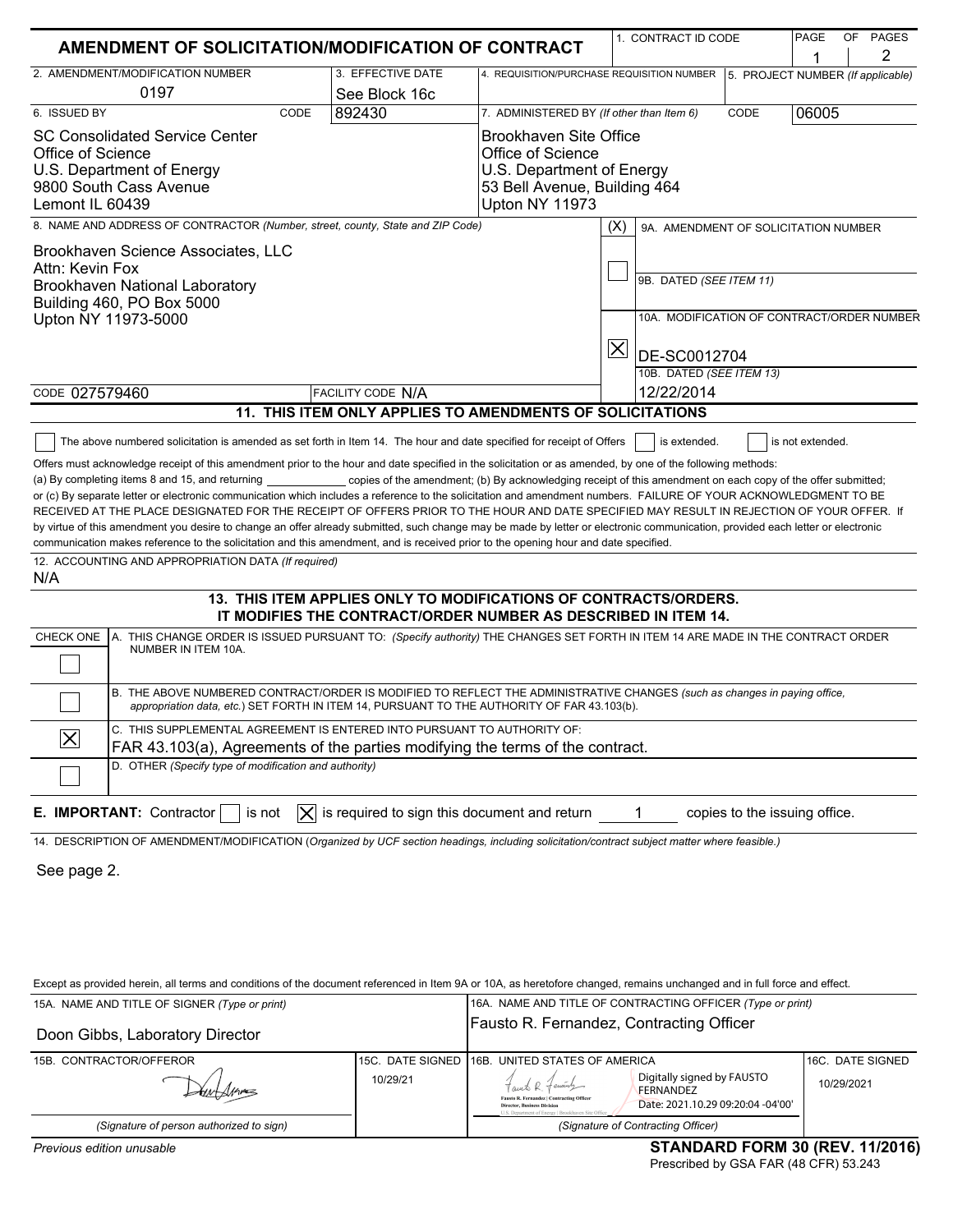# AMENDMENT OF SOLICITATION/MODIFICATION OF CONTRACT

| 1. CONTRACT ID CODE | PAGE 1 OF 2 PAGES |
|---|---|

| 2. AMENDMENT/MODIFICATION NUMBER | 3. EFFECTIVE DATE | 4. REQUISITION/PURCHASE REQUISITION NUMBER | 5. PROJECT NUMBER (If applicable) |
|---|---|---|---|
| 0197 | See Block 16c | | |

| 6. ISSUED BY | CODE 892430 | 7. ADMINISTERED BY (If other than Item 6) | CODE 06005 |
|---|---|---|---|
| SC Consolidated Service Center<br>Office of Science<br>U.S. Department of Energy<br>9800 South Cass Avenue<br>Lemont IL 60439 | | Brookhaven Site Office<br>Office of Science<br>U.S. Department of Energy<br>53 Bell Avenue, Building 464<br>Upton NY 11973 | |

**8. NAME AND ADDRESS OF CONTRACTOR** (Number, street, county, State and ZIP Code)

Brookhaven Science Associates, LLC
Attn: Kevin Fox
Brookhaven National Laboratory
Building 460, PO Box 5000
Upton NY 11973-5000

CODE 027579460 | FACILITY CODE N/A

(X)

- [ ] 9A. AMENDMENT OF SOLICITATION NUMBER
- 9B. DATED (SEE ITEM 11)
- [x] 10A. MODIFICATION OF CONTRACT/ORDER NUMBER: DE-SC0012704
- 10B. DATED (SEE ITEM 13): 12/22/2014

## 11. THIS ITEM ONLY APPLIES TO AMENDMENTS OF SOLICITATIONS

- [ ] The above numbered solicitation is amended as set forth in Item 14. The hour and date specified for receipt of Offers [ ] is extended. [ ] is not extended.

Offers must acknowledge receipt of this amendment prior to the hour and date specified in the solicitation or as amended, by one of the following methods: (a) By completing items 8 and 15, and returning ____________ copies of the amendment; (b) By acknowledging receipt of this amendment on each copy of the offer submitted; or (c) By separate letter or electronic communication which includes a reference to the solicitation and amendment numbers. FAILURE OF YOUR ACKNOWLEDGMENT TO BE RECEIVED AT THE PLACE DESIGNATED FOR THE RECEIPT OF OFFERS PRIOR TO THE HOUR AND DATE SPECIFIED MAY RESULT IN REJECTION OF YOUR OFFER. If by virtue of this amendment you desire to change an offer already submitted, such change may be made by letter or electronic communication, provided each letter or electronic communication makes reference to the solicitation and this amendment, and is received prior to the opening hour and date specified.

**12. ACCOUNTING AND APPROPRIATION DATA** (If required)

N/A

## 13. THIS ITEM APPLIES ONLY TO MODIFICATIONS OF CONTRACTS/ORDERS. IT MODIFIES THE CONTRACT/ORDER NUMBER AS DESCRIBED IN ITEM 14.

| CHECK ONE | |
|---|---|
| [ ] | A. THIS CHANGE ORDER IS ISSUED PURSUANT TO: (Specify authority) THE CHANGES SET FORTH IN ITEM 14 ARE MADE IN THE CONTRACT ORDER NUMBER IN ITEM 10A. |
| [ ] | B. THE ABOVE NUMBERED CONTRACT/ORDER IS MODIFIED TO REFLECT THE ADMINISTRATIVE CHANGES (such as changes in paying office, appropriation data, etc.) SET FORTH IN ITEM 14, PURSUANT TO THE AUTHORITY OF FAR 43.103(b). |
| [X] | C. THIS SUPPLEMENTAL AGREEMENT IS ENTERED INTO PURSUANT TO AUTHORITY OF: FAR 43.103(a), Agreements of the parties modifying the terms of the contract. |
| [ ] | D. OTHER (Specify type of modification and authority) |

**E. IMPORTANT:** Contractor [ ] is not [X] is required to sign this document and return 1 copies to the issuing office.

**14. DESCRIPTION OF AMENDMENT/MODIFICATION** (Organized by UCF section headings, including solicitation/contract subject matter where feasible.)

See page 2.

Except as provided herein, all terms and conditions of the document referenced in Item 9A or 10A, as heretofore changed, remains unchanged and in full force and effect.

| 15A. NAME AND TITLE OF SIGNER (Type or print) | | 16A. NAME AND TITLE OF CONTRACTING OFFICER (Type or print) | |
|---|---|---|---|
| Doon Gibbs, Laboratory Director | | Fausto R. Fernandez, Contracting Officer | |
| **15B. CONTRACTOR/OFFEROR** | **15C. DATE SIGNED** | **16B. UNITED STATES OF AMERICA** | **16C. DATE SIGNED** |
| [Signature] | 10/29/21 | [Signature] Fausto R. Fernandez, Contracting Officer, Director, Business Division, U.S. Department of Energy, Brookhaven Site Office — Digitally signed by FAUSTO FERNANDEZ Date: 2021.10.29 09:20:04 -04'00' | 10/29/2021 |
| (Signature of person authorized to sign) | | (Signature of Contracting Officer) | |

Previous edition unusable

**STANDARD FORM 30 (REV. 11/2016)**
Prescribed by GSA FAR (48 CFR) 53.243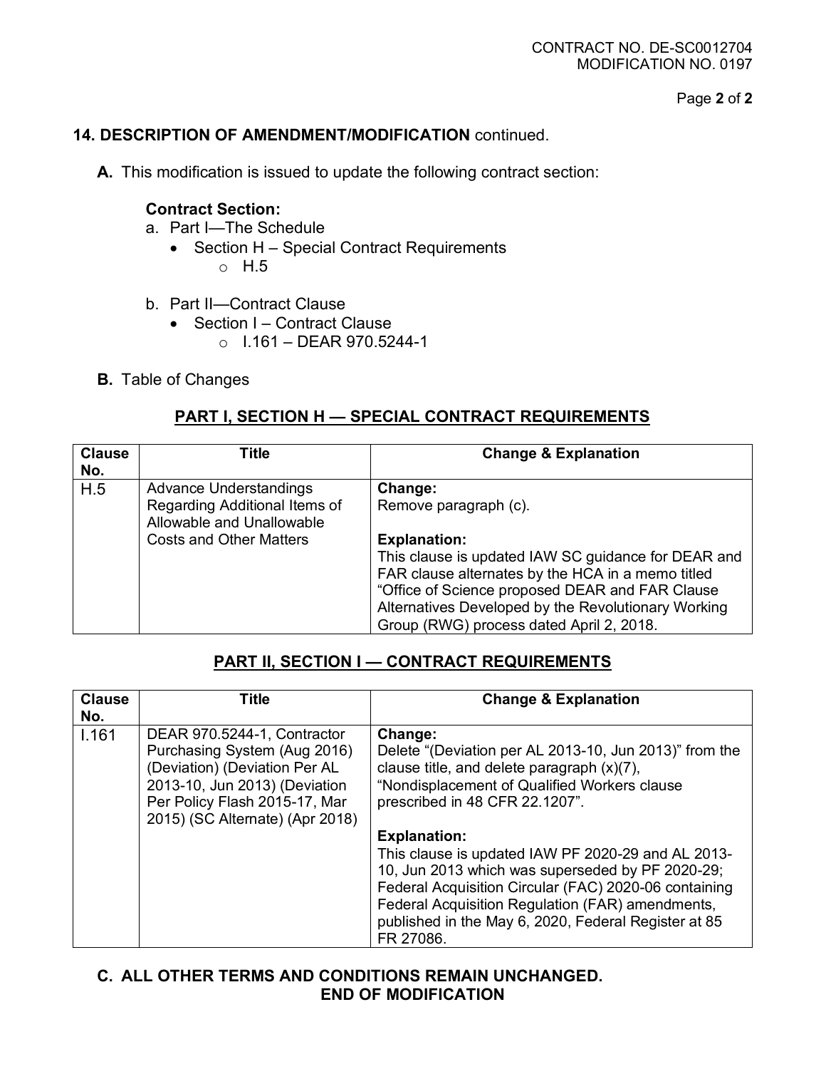## 14. DESCRIPTION OF AMENDMENT/MODIFICATION continued.

**A.** This modification is issued to update the following contract section:

**Contract Section:**

a. Part I—The Schedule
- Section H – Special Contract Requirements
  - H.5

b. Part II—Contract Clause
- Section I – Contract Clause
  - I.161 – DEAR 970.5244-1

**B.** Table of Changes

### PART I, SECTION H — SPECIAL CONTRACT REQUIREMENTS

| Clause No. | Title | Change & Explanation |
|---|---|---|
| H.5 | Advance Understandings Regarding Additional Items of Allowable and Unallowable Costs and Other Matters | **Change:** Remove paragraph (c).<br><br>**Explanation:** This clause is updated IAW SC guidance for DEAR and FAR clause alternates by the HCA in a memo titled "Office of Science proposed DEAR and FAR Clause Alternatives Developed by the Revolutionary Working Group (RWG) process dated April 2, 2018. |

### PART II, SECTION I — CONTRACT REQUIREMENTS

| Clause No. | Title | Change & Explanation |
|---|---|---|
| I.161 | DEAR 970.5244-1, Contractor Purchasing System (Aug 2016) (Deviation) (Deviation Per AL 2013-10, Jun 2013) (Deviation Per Policy Flash 2015-17, Mar 2015) (SC Alternate) (Apr 2018) | **Change:** Delete "(Deviation per AL 2013-10, Jun 2013)" from the clause title, and delete paragraph (x)(7), "Nondisplacement of Qualified Workers clause prescribed in 48 CFR 22.1207".<br><br>**Explanation:** This clause is updated IAW PF 2020-29 and AL 2013-10, Jun 2013 which was superseded by PF 2020-29; Federal Acquisition Circular (FAC) 2020-06 containing Federal Acquisition Regulation (FAR) amendments, published in the May 6, 2020, Federal Register at 85 FR 27086. |

**C. ALL OTHER TERMS AND CONDITIONS REMAIN UNCHANGED.**

**END OF MODIFICATION**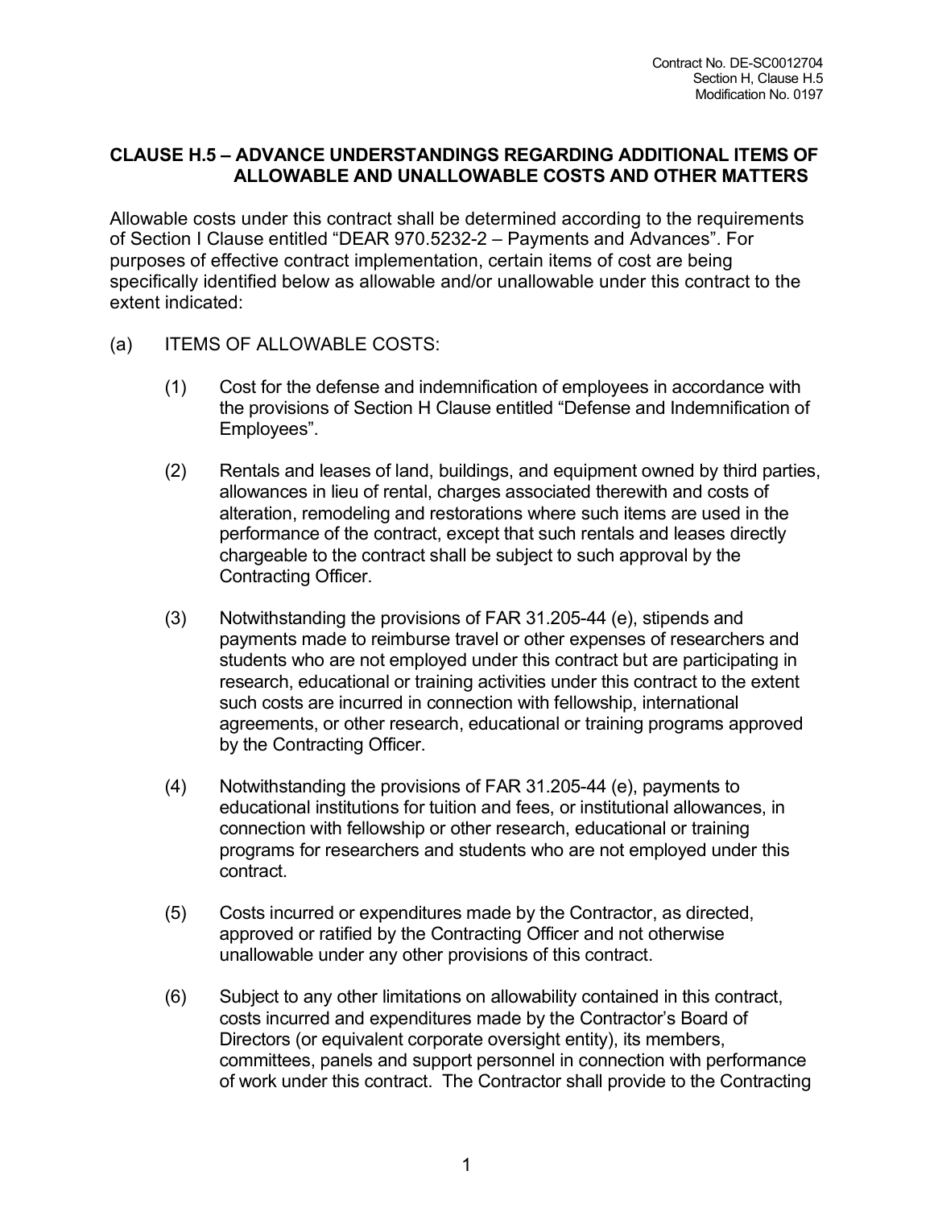## CLAUSE H.5 – ADVANCE UNDERSTANDINGS REGARDING ADDITIONAL ITEMS OF ALLOWABLE AND UNALLOWABLE COSTS AND OTHER MATTERS

Allowable costs under this contract shall be determined according to the requirements of Section I Clause entitled "DEAR 970.5232-2 – Payments and Advances". For purposes of effective contract implementation, certain items of cost are being specifically identified below as allowable and/or unallowable under this contract to the extent indicated:

(a) ITEMS OF ALLOWABLE COSTS:

(1) Cost for the defense and indemnification of employees in accordance with the provisions of Section H Clause entitled "Defense and Indemnification of Employees".

(2) Rentals and leases of land, buildings, and equipment owned by third parties, allowances in lieu of rental, charges associated therewith and costs of alteration, remodeling and restorations where such items are used in the performance of the contract, except that such rentals and leases directly chargeable to the contract shall be subject to such approval by the Contracting Officer.

(3) Notwithstanding the provisions of FAR 31.205-44 (e), stipends and payments made to reimburse travel or other expenses of researchers and students who are not employed under this contract but are participating in research, educational or training activities under this contract to the extent such costs are incurred in connection with fellowship, international agreements, or other research, educational or training programs approved by the Contracting Officer.

(4) Notwithstanding the provisions of FAR 31.205-44 (e), payments to educational institutions for tuition and fees, or institutional allowances, in connection with fellowship or other research, educational or training programs for researchers and students who are not employed under this contract.

(5) Costs incurred or expenditures made by the Contractor, as directed, approved or ratified by the Contracting Officer and not otherwise unallowable under any other provisions of this contract.

(6) Subject to any other limitations on allowability contained in this contract, costs incurred and expenditures made by the Contractor's Board of Directors (or equivalent corporate oversight entity), its members, committees, panels and support personnel in connection with performance of work under this contract. The Contractor shall provide to the Contracting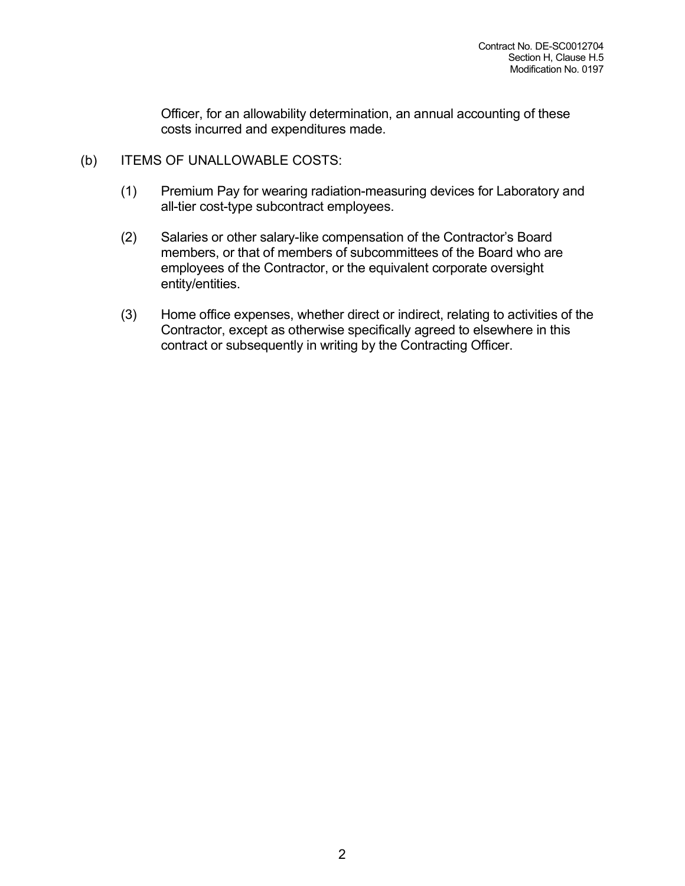Officer, for an allowability determination, an annual accounting of these costs incurred and expenditures made.

(b) ITEMS OF UNALLOWABLE COSTS:

(1) Premium Pay for wearing radiation-measuring devices for Laboratory and all-tier cost-type subcontract employees.

(2) Salaries or other salary-like compensation of the Contractor's Board members, or that of members of subcommittees of the Board who are employees of the Contractor, or the equivalent corporate oversight entity/entities.

(3) Home office expenses, whether direct or indirect, relating to activities of the Contractor, except as otherwise specifically agreed to elsewhere in this contract or subsequently in writing by the Contracting Officer.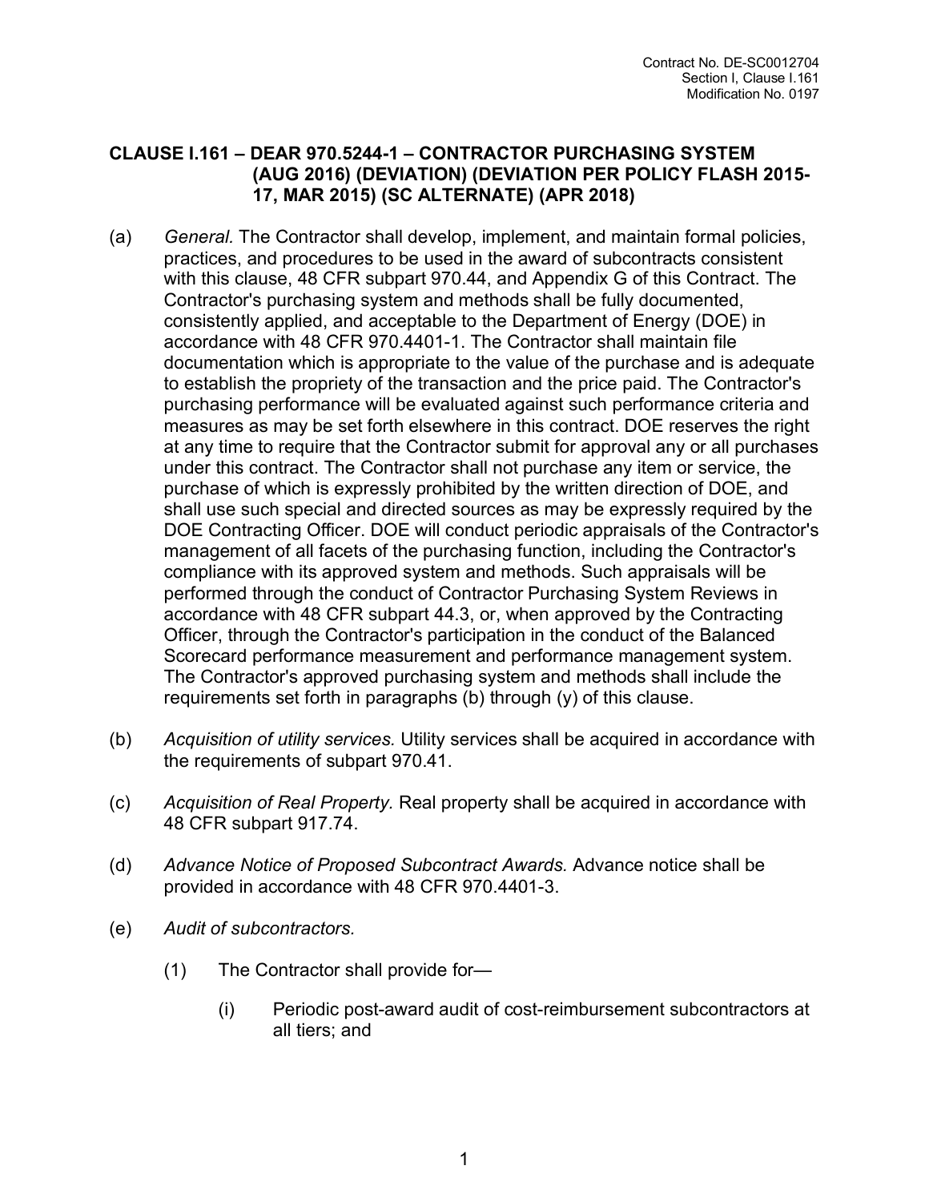## CLAUSE I.161 – DEAR 970.5244-1 – CONTRACTOR PURCHASING SYSTEM (AUG 2016) (DEVIATION) (DEVIATION PER POLICY FLASH 2015-17, MAR 2015) (SC ALTERNATE) (APR 2018)

(a) *General.* The Contractor shall develop, implement, and maintain formal policies, practices, and procedures to be used in the award of subcontracts consistent with this clause, 48 CFR subpart 970.44, and Appendix G of this Contract. The Contractor's purchasing system and methods shall be fully documented, consistently applied, and acceptable to the Department of Energy (DOE) in accordance with 48 CFR 970.4401-1. The Contractor shall maintain file documentation which is appropriate to the value of the purchase and is adequate to establish the propriety of the transaction and the price paid. The Contractor's purchasing performance will be evaluated against such performance criteria and measures as may be set forth elsewhere in this contract. DOE reserves the right at any time to require that the Contractor submit for approval any or all purchases under this contract. The Contractor shall not purchase any item or service, the purchase of which is expressly prohibited by the written direction of DOE, and shall use such special and directed sources as may be expressly required by the DOE Contracting Officer. DOE will conduct periodic appraisals of the Contractor's management of all facets of the purchasing function, including the Contractor's compliance with its approved system and methods. Such appraisals will be performed through the conduct of Contractor Purchasing System Reviews in accordance with 48 CFR subpart 44.3, or, when approved by the Contracting Officer, through the Contractor's participation in the conduct of the Balanced Scorecard performance measurement and performance management system. The Contractor's approved purchasing system and methods shall include the requirements set forth in paragraphs (b) through (y) of this clause.

(b) *Acquisition of utility services.* Utility services shall be acquired in accordance with the requirements of subpart 970.41.

(c) *Acquisition of Real Property.* Real property shall be acquired in accordance with 48 CFR subpart 917.74.

(d) *Advance Notice of Proposed Subcontract Awards.* Advance notice shall be provided in accordance with 48 CFR 970.4401-3.

(e) *Audit of subcontractors.*

(1) The Contractor shall provide for—

(i) Periodic post-award audit of cost-reimbursement subcontractors at all tiers; and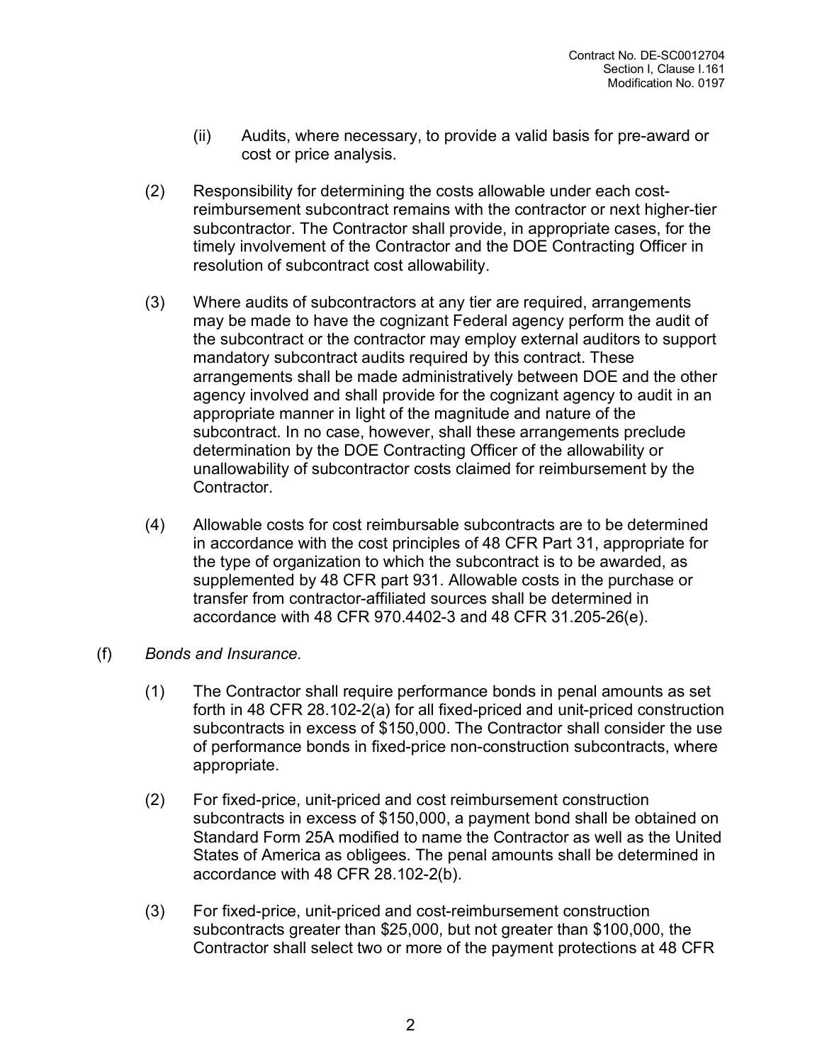(ii) Audits, where necessary, to provide a valid basis for pre-award or cost or price analysis.

(2) Responsibility for determining the costs allowable under each cost-reimbursement subcontract remains with the contractor or next higher-tier subcontractor. The Contractor shall provide, in appropriate cases, for the timely involvement of the Contractor and the DOE Contracting Officer in resolution of subcontract cost allowability.

(3) Where audits of subcontractors at any tier are required, arrangements may be made to have the cognizant Federal agency perform the audit of the subcontract or the contractor may employ external auditors to support mandatory subcontract audits required by this contract. These arrangements shall be made administratively between DOE and the other agency involved and shall provide for the cognizant agency to audit in an appropriate manner in light of the magnitude and nature of the subcontract. In no case, however, shall these arrangements preclude determination by the DOE Contracting Officer of the allowability or unallowability of subcontractor costs claimed for reimbursement by the Contractor.

(4) Allowable costs for cost reimbursable subcontracts are to be determined in accordance with the cost principles of 48 CFR Part 31, appropriate for the type of organization to which the subcontract is to be awarded, as supplemented by 48 CFR part 931. Allowable costs in the purchase or transfer from contractor-affiliated sources shall be determined in accordance with 48 CFR 970.4402-3 and 48 CFR 31.205-26(e).

(f) *Bonds and Insurance.*

(1) The Contractor shall require performance bonds in penal amounts as set forth in 48 CFR 28.102-2(a) for all fixed-priced and unit-priced construction subcontracts in excess of $150,000. The Contractor shall consider the use of performance bonds in fixed-price non-construction subcontracts, where appropriate.

(2) For fixed-price, unit-priced and cost reimbursement construction subcontracts in excess of $150,000, a payment bond shall be obtained on Standard Form 25A modified to name the Contractor as well as the United States of America as obligees. The penal amounts shall be determined in accordance with 48 CFR 28.102-2(b).

(3) For fixed-price, unit-priced and cost-reimbursement construction subcontracts greater than $25,000, but not greater than $100,000, the Contractor shall select two or more of the payment protections at 48 CFR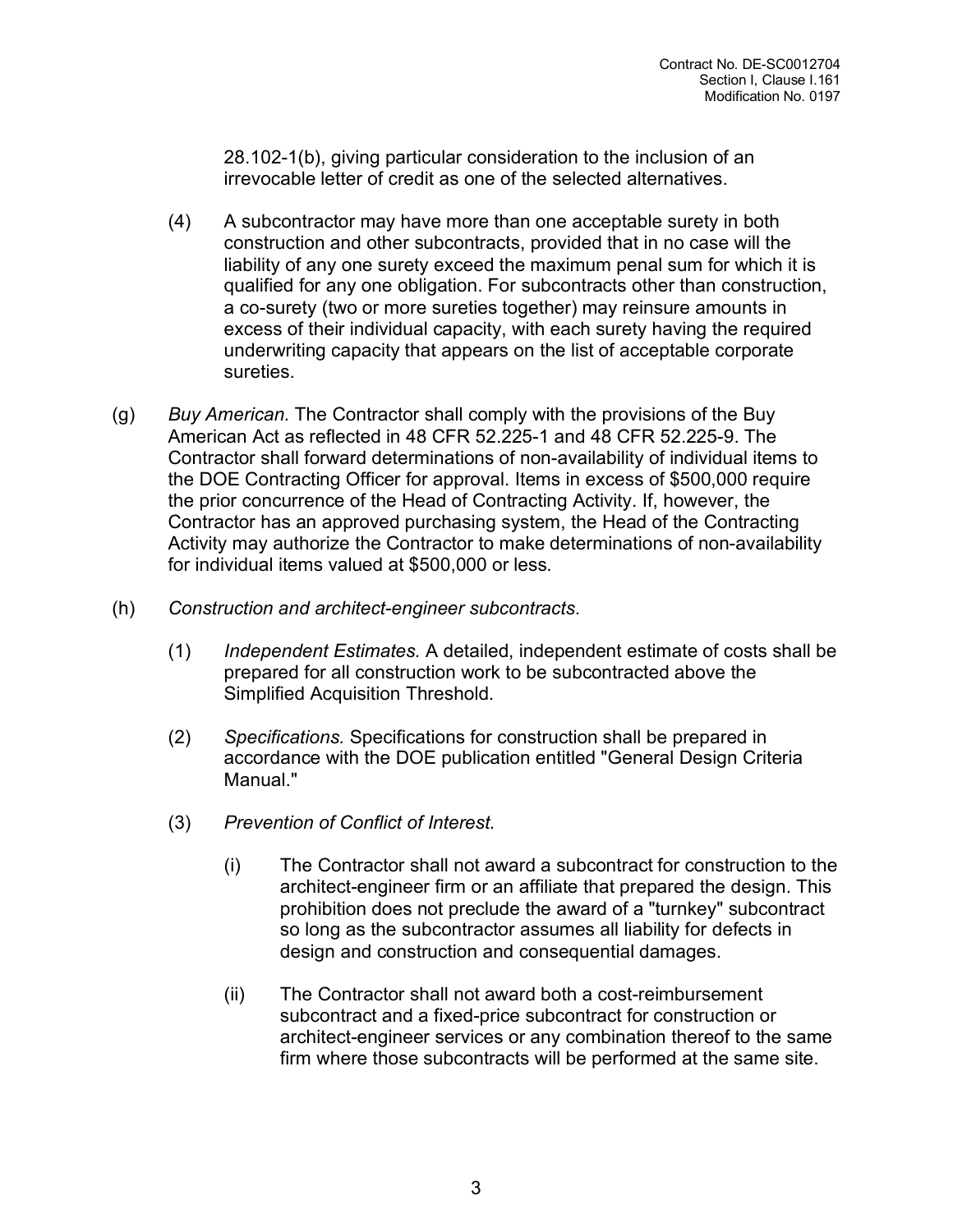28.102-1(b), giving particular consideration to the inclusion of an irrevocable letter of credit as one of the selected alternatives.

(4) A subcontractor may have more than one acceptable surety in both construction and other subcontracts, provided that in no case will the liability of any one surety exceed the maximum penal sum for which it is qualified for any one obligation. For subcontracts other than construction, a co-surety (two or more sureties together) may reinsure amounts in excess of their individual capacity, with each surety having the required underwriting capacity that appears on the list of acceptable corporate sureties.

(g) *Buy American.* The Contractor shall comply with the provisions of the Buy American Act as reflected in 48 CFR 52.225-1 and 48 CFR 52.225-9. The Contractor shall forward determinations of non-availability of individual items to the DOE Contracting Officer for approval. Items in excess of $500,000 require the prior concurrence of the Head of Contracting Activity. If, however, the Contractor has an approved purchasing system, the Head of the Contracting Activity may authorize the Contractor to make determinations of non-availability for individual items valued at $500,000 or less.

(h) *Construction and architect-engineer subcontracts*.

(1) *Independent Estimates.* A detailed, independent estimate of costs shall be prepared for all construction work to be subcontracted above the Simplified Acquisition Threshold.

(2) *Specifications.* Specifications for construction shall be prepared in accordance with the DOE publication entitled "General Design Criteria Manual."

(3) *Prevention of Conflict of Interest.*

(i) The Contractor shall not award a subcontract for construction to the architect-engineer firm or an affiliate that prepared the design. This prohibition does not preclude the award of a "turnkey" subcontract so long as the subcontractor assumes all liability for defects in design and construction and consequential damages.

(ii) The Contractor shall not award both a cost-reimbursement subcontract and a fixed-price subcontract for construction or architect-engineer services or any combination thereof to the same firm where those subcontracts will be performed at the same site.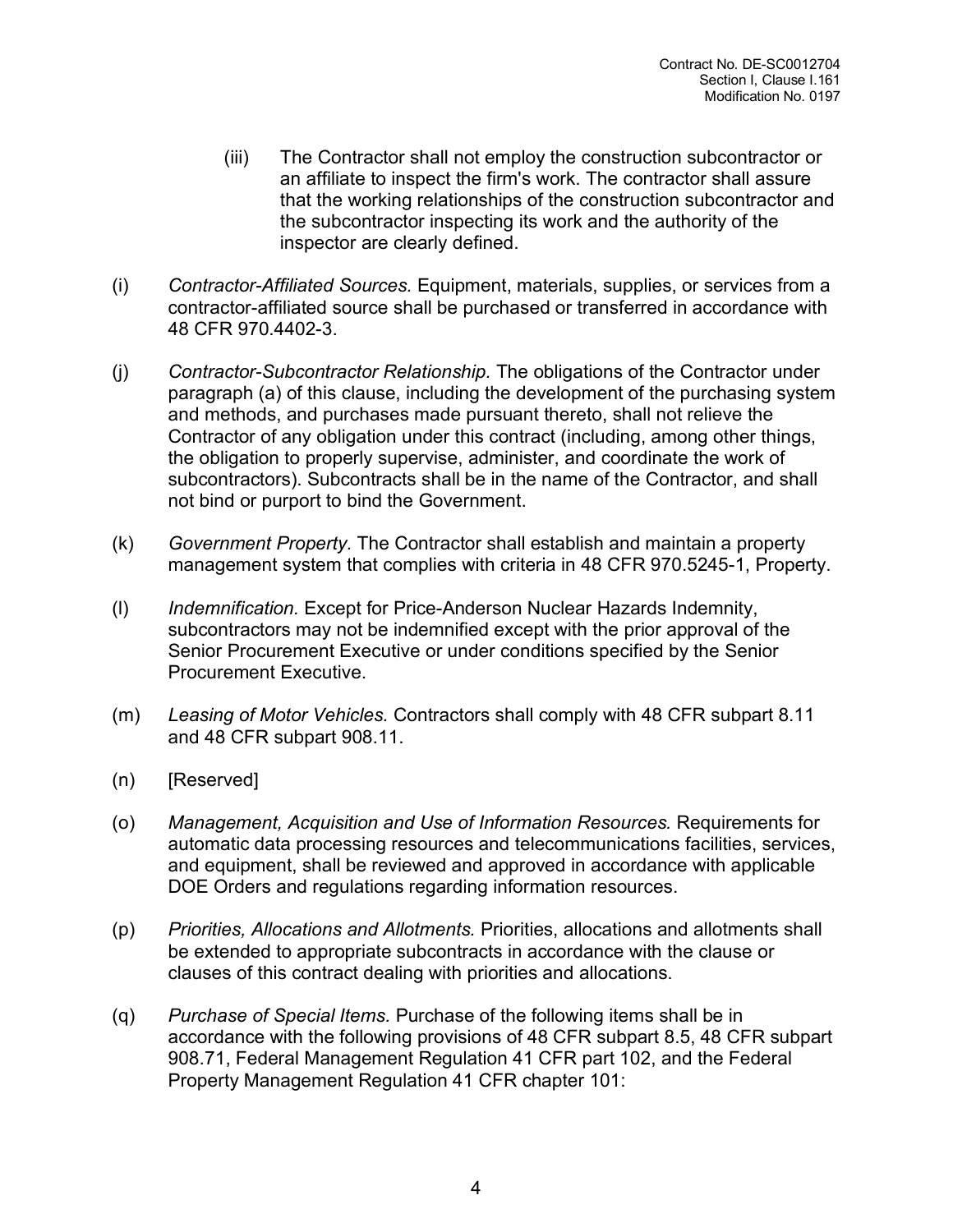(iii) The Contractor shall not employ the construction subcontractor or an affiliate to inspect the firm's work. The contractor shall assure that the working relationships of the construction subcontractor and the subcontractor inspecting its work and the authority of the inspector are clearly defined.

(i) *Contractor-Affiliated Sources.* Equipment, materials, supplies, or services from a contractor-affiliated source shall be purchased or transferred in accordance with 48 CFR 970.4402-3.

(j) *Contractor-Subcontractor Relationship.* The obligations of the Contractor under paragraph (a) of this clause, including the development of the purchasing system and methods, and purchases made pursuant thereto, shall not relieve the Contractor of any obligation under this contract (including, among other things, the obligation to properly supervise, administer, and coordinate the work of subcontractors). Subcontracts shall be in the name of the Contractor, and shall not bind or purport to bind the Government.

(k) *Government Property*. The Contractor shall establish and maintain a property management system that complies with criteria in 48 CFR 970.5245-1, Property.

(l) *Indemnification.* Except for Price-Anderson Nuclear Hazards Indemnity, subcontractors may not be indemnified except with the prior approval of the Senior Procurement Executive or under conditions specified by the Senior Procurement Executive.

(m) *Leasing of Motor Vehicles.* Contractors shall comply with 48 CFR subpart 8.11 and 48 CFR subpart 908.11.

(n) [Reserved]

(o) *Management, Acquisition and Use of Information Resources.* Requirements for automatic data processing resources and telecommunications facilities, services, and equipment, shall be reviewed and approved in accordance with applicable DOE Orders and regulations regarding information resources.

(p) *Priorities, Allocations and Allotments.* Priorities, allocations and allotments shall be extended to appropriate subcontracts in accordance with the clause or clauses of this contract dealing with priorities and allocations.

(q) *Purchase of Special Items.* Purchase of the following items shall be in accordance with the following provisions of 48 CFR subpart 8.5, 48 CFR subpart 908.71, Federal Management Regulation 41 CFR part 102, and the Federal Property Management Regulation 41 CFR chapter 101: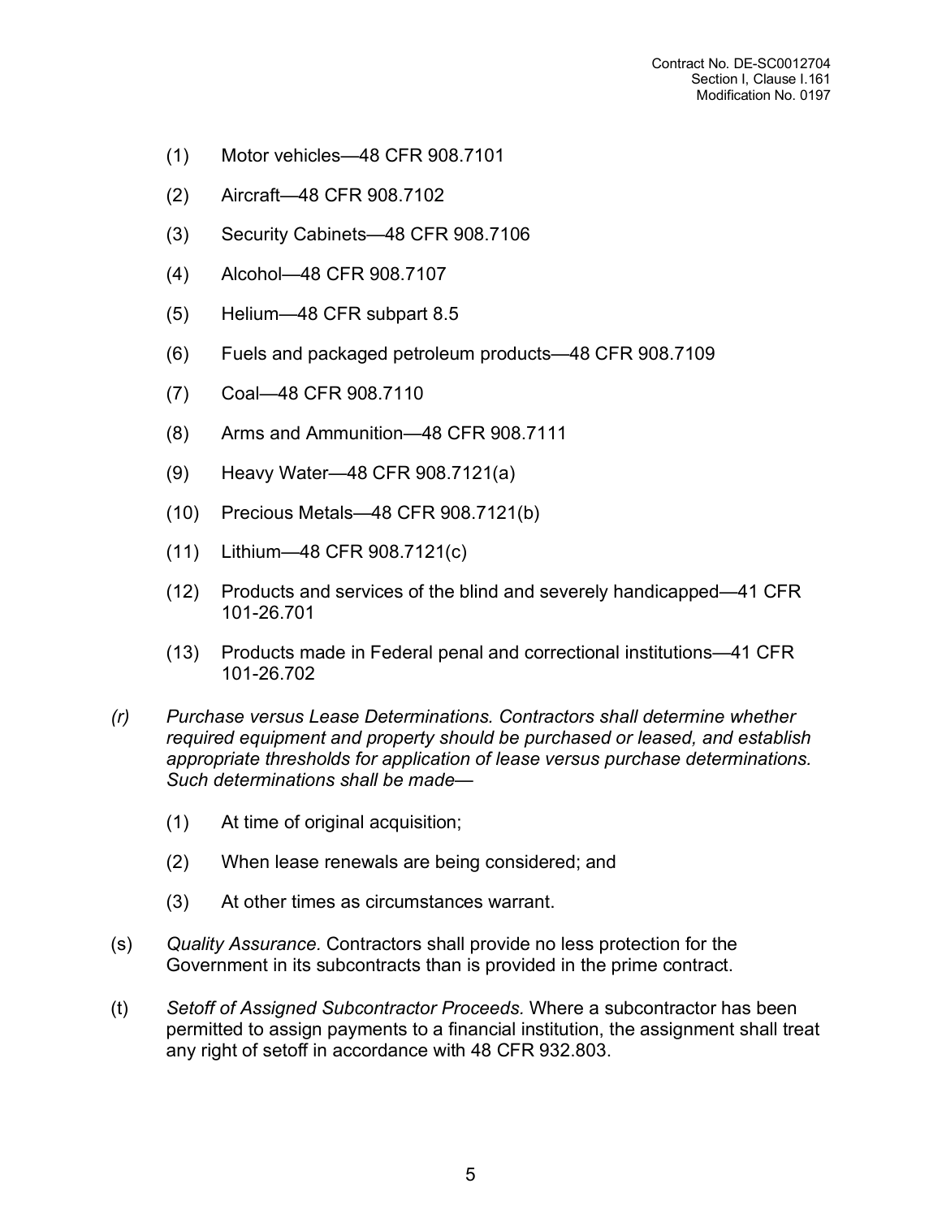(1) Motor vehicles—48 CFR 908.7101

(2) Aircraft—48 CFR 908.7102

(3) Security Cabinets—48 CFR 908.7106

(4) Alcohol—48 CFR 908.7107

(5) Helium—48 CFR subpart 8.5

(6) Fuels and packaged petroleum products—48 CFR 908.7109

(7) Coal—48 CFR 908.7110

(8) Arms and Ammunition—48 CFR 908.7111

(9) Heavy Water—48 CFR 908.7121(a)

(10) Precious Metals—48 CFR 908.7121(b)

(11) Lithium—48 CFR 908.7121(c)

(12) Products and services of the blind and severely handicapped—41 CFR 101-26.701

(13) Products made in Federal penal and correctional institutions—41 CFR 101-26.702

*(r) Purchase versus Lease Determinations. Contractors shall determine whether required equipment and property should be purchased or leased, and establish appropriate thresholds for application of lease versus purchase determinations. Such determinations shall be made—*

(1) At time of original acquisition;

(2) When lease renewals are being considered; and

(3) At other times as circumstances warrant.

(s) *Quality Assurance.* Contractors shall provide no less protection for the Government in its subcontracts than is provided in the prime contract.

(t) *Setoff of Assigned Subcontractor Proceeds*. Where a subcontractor has been permitted to assign payments to a financial institution, the assignment shall treat any right of setoff in accordance with 48 CFR 932.803.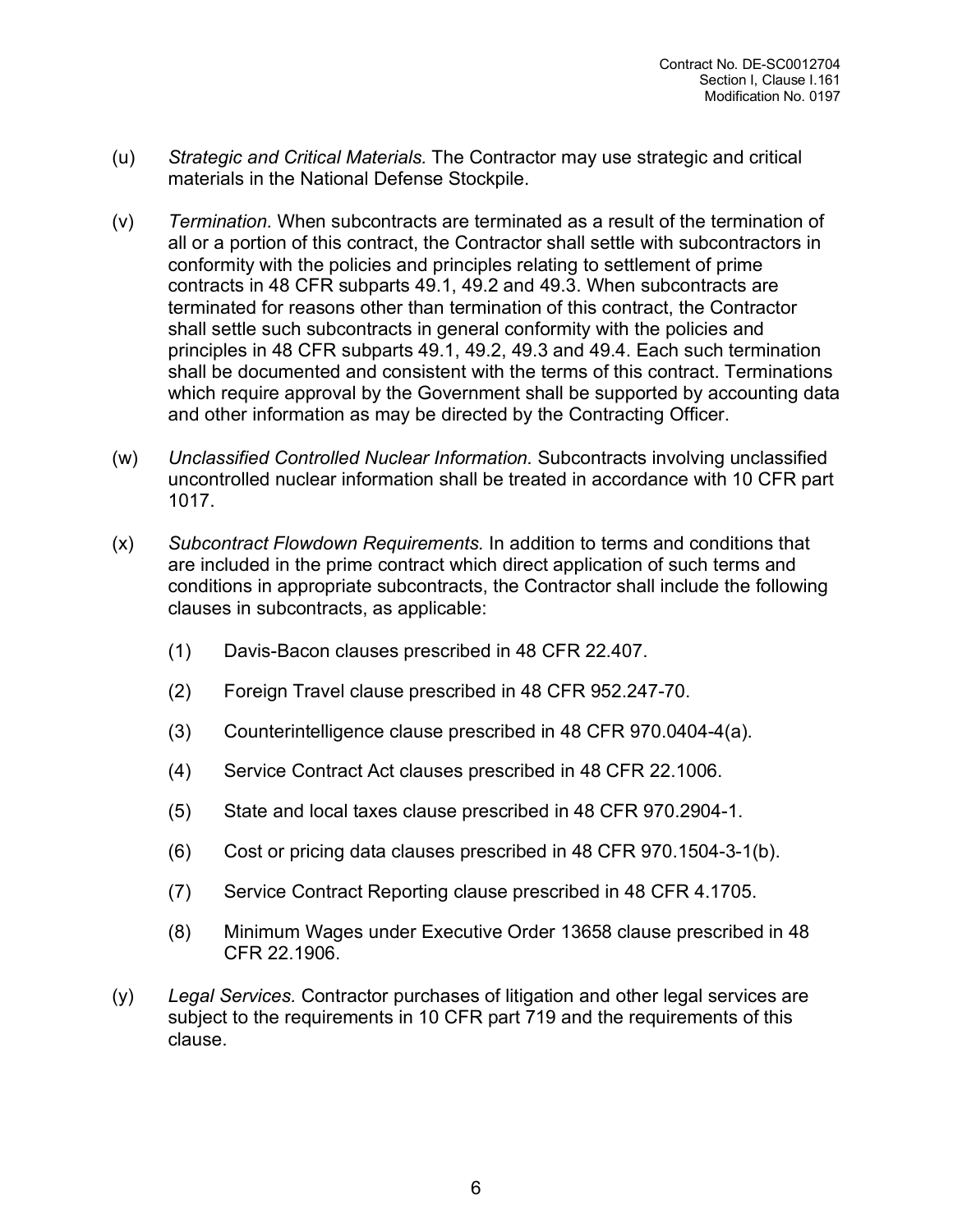(u) *Strategic and Critical Materials.* The Contractor may use strategic and critical materials in the National Defense Stockpile.

(v) *Termination.* When subcontracts are terminated as a result of the termination of all or a portion of this contract, the Contractor shall settle with subcontractors in conformity with the policies and principles relating to settlement of prime contracts in 48 CFR subparts 49.1, 49.2 and 49.3. When subcontracts are terminated for reasons other than termination of this contract, the Contractor shall settle such subcontracts in general conformity with the policies and principles in 48 CFR subparts 49.1, 49.2, 49.3 and 49.4. Each such termination shall be documented and consistent with the terms of this contract. Terminations which require approval by the Government shall be supported by accounting data and other information as may be directed by the Contracting Officer.

(w) *Unclassified Controlled Nuclear Information.* Subcontracts involving unclassified uncontrolled nuclear information shall be treated in accordance with 10 CFR part 1017.

(x) *Subcontract Flowdown Requirements.* In addition to terms and conditions that are included in the prime contract which direct application of such terms and conditions in appropriate subcontracts, the Contractor shall include the following clauses in subcontracts, as applicable:

  (1) Davis-Bacon clauses prescribed in 48 CFR 22.407.

  (2) Foreign Travel clause prescribed in 48 CFR 952.247-70.

  (3) Counterintelligence clause prescribed in 48 CFR 970.0404-4(a).

  (4) Service Contract Act clauses prescribed in 48 CFR 22.1006.

  (5) State and local taxes clause prescribed in 48 CFR 970.2904-1.

  (6) Cost or pricing data clauses prescribed in 48 CFR 970.1504-3-1(b).

  (7) Service Contract Reporting clause prescribed in 48 CFR 4.1705.

  (8) Minimum Wages under Executive Order 13658 clause prescribed in 48 CFR 22.1906.

(y) *Legal Services.* Contractor purchases of litigation and other legal services are subject to the requirements in 10 CFR part 719 and the requirements of this clause.